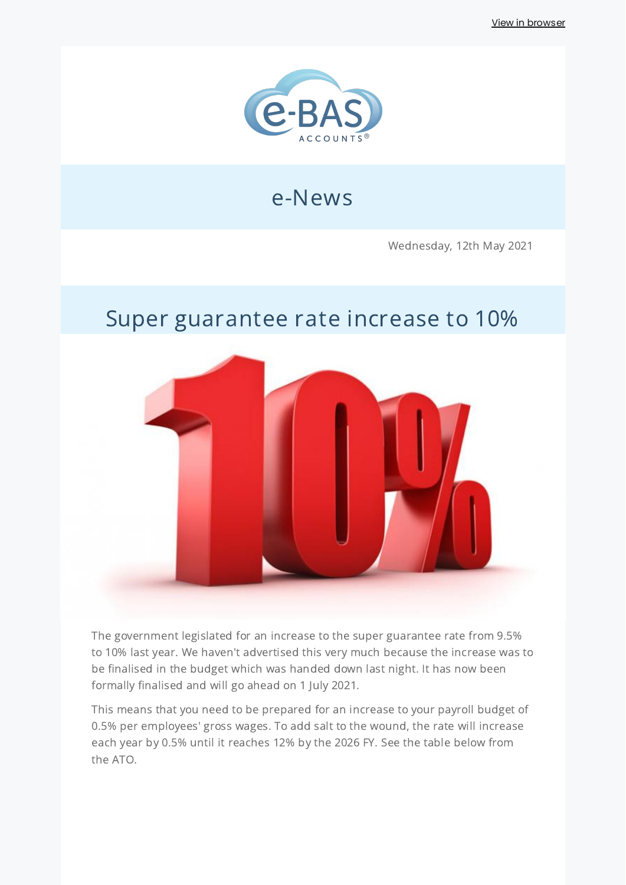View in browser

e-BAS ACCOUNTS®

# e-News

Wednesday, 12th May 2021

## Super guarantee rate increase to 10%

The government legislated for an increase to the super guarantee rate from 9.5% to 10% last year. We haven't advertised this very much because the increase was to be finalised in the budget which was handed down last night. It has now been formally finalised and will go ahead on 1 July 2021.

This means that you need to be prepared for an increase to your payroll budget of 0.5% per employees' gross wages. To add salt to the wound, the rate will increase each year by 0.5% until it reaches 12% by the 2026 FY. See the table below from the ATO.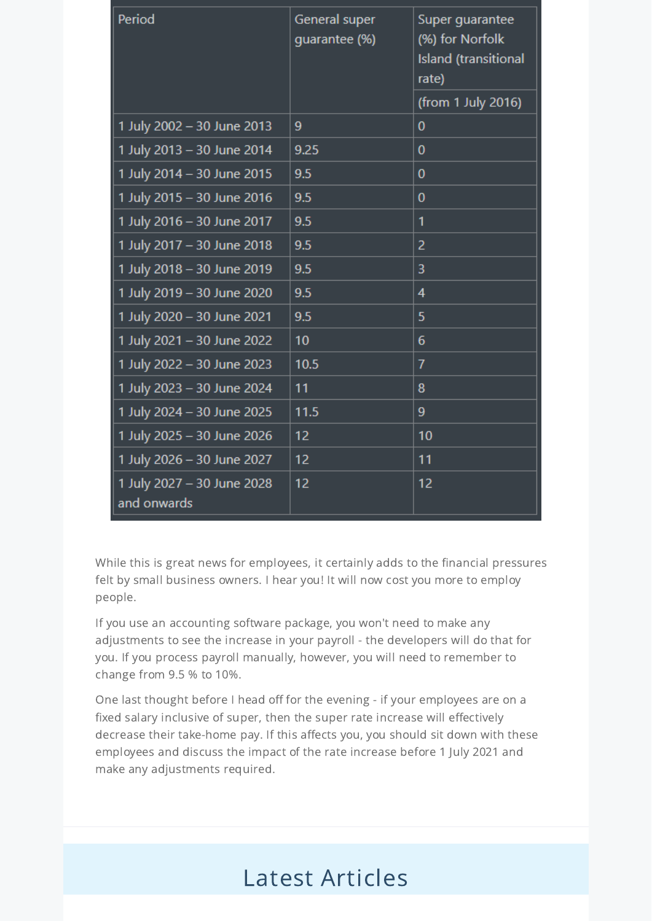| Period | General super guarantee (%) | Super guarantee (%) for Norfolk Island (transitional rate) |
|---|---|---|
| | | (from 1 July 2016) |
| 1 July 2002 – 30 June 2013 | 9 | 0 |
| 1 July 2013 – 30 June 2014 | 9.25 | 0 |
| 1 July 2014 – 30 June 2015 | 9.5 | 0 |
| 1 July 2015 – 30 June 2016 | 9.5 | 0 |
| 1 July 2016 – 30 June 2017 | 9.5 | 1 |
| 1 July 2017 – 30 June 2018 | 9.5 | 2 |
| 1 July 2018 – 30 June 2019 | 9.5 | 3 |
| 1 July 2019 – 30 June 2020 | 9.5 | 4 |
| 1 July 2020 – 30 June 2021 | 9.5 | 5 |
| 1 July 2021 – 30 June 2022 | 10 | 6 |
| 1 July 2022 – 30 June 2023 | 10.5 | 7 |
| 1 July 2023 – 30 June 2024 | 11 | 8 |
| 1 July 2024 – 30 June 2025 | 11.5 | 9 |
| 1 July 2025 – 30 June 2026 | 12 | 10 |
| 1 July 2026 – 30 June 2027 | 12 | 11 |
| 1 July 2027 – 30 June 2028 and onwards | 12 | 12 |

While this is great news for employees, it certainly adds to the financial pressures felt by small business owners. I hear you! It will now cost you more to employ people.

If you use an accounting software package, you won't need to make any adjustments to see the increase in your payroll - the developers will do that for you. If you process payroll manually, however, you will need to remember to change from 9.5 % to 10%.

One last thought before I head off for the evening - if your employees are on a fixed salary inclusive of super, then the super rate increase will effectively decrease their take-home pay. If this affects you, you should sit down with these employees and discuss the impact of the rate increase before 1 July 2021 and make any adjustments required.

## Latest Articles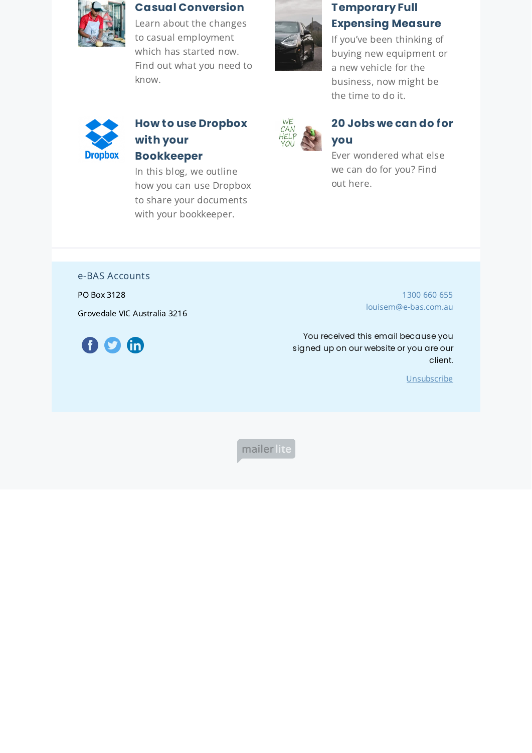### Casual Conversion

Learn about the changes to casual employment which has started now. Find out what you need to know.

### Temporary Full Expensing Measure

If you've been thinking of buying new equipment or a new vehicle for the business, now might be the time to do it.

### How to use Dropbox with your Bookkeeper

In this blog, we outline how you can use Dropbox to share your documents with your bookkeeper.

### 20 Jobs we can do for you

Ever wondered what else we can do for you? Find out here.

---

e-BAS Accounts

PO Box 3128

Grovedale VIC Australia 3216

1300 660 655
louisem@e-bas.com.au

You received this email because you signed up on our website or you are our client.

Unsubscribe